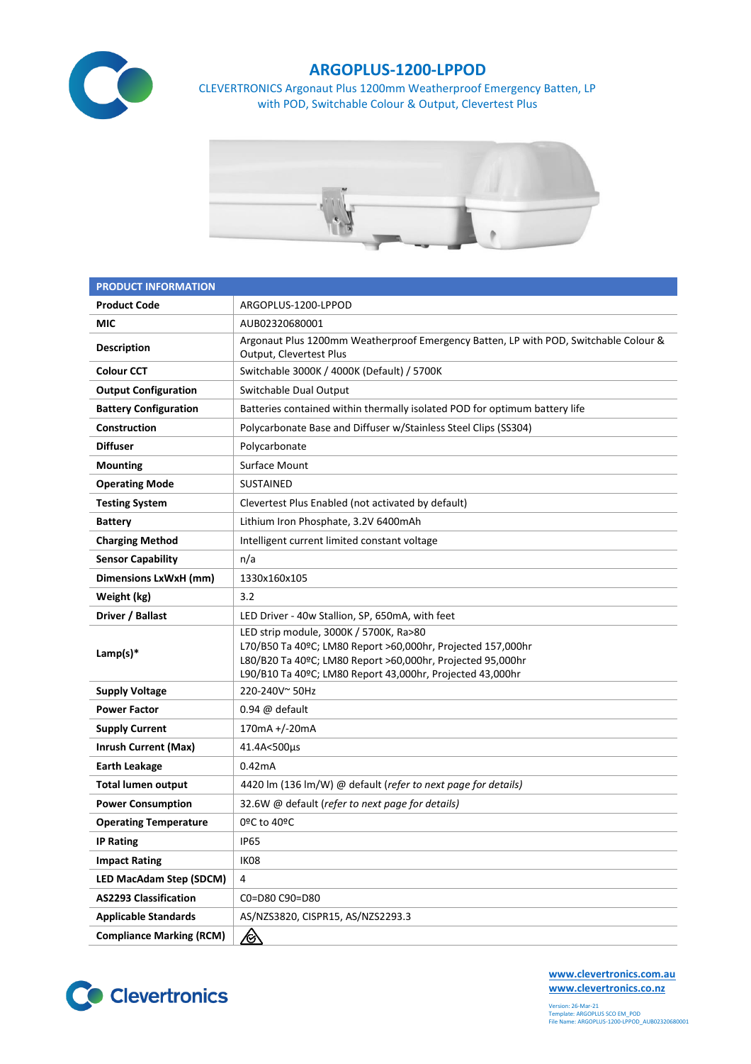# ARGOPLUS-1200-LPPOD

CLEVERTRONICS Argonaut Plus 1200mm Weatherproof Emergency Batten, LP with POD, Switchable Colour & Output, Clevertest Plus

| PRODUCT INFORMATION | |
|---|---|
| **Product Code** | ARGOPLUS-1200-LPPOD |
| **MIC** | AUB02320680001 |
| **Description** | Argonaut Plus 1200mm Weatherproof Emergency Batten, LP with POD, Switchable Colour & Output, Clevertest Plus |
| **Colour CCT** | Switchable 3000K / 4000K (Default) / 5700K |
| **Output Configuration** | Switchable Dual Output |
| **Battery Configuration** | Batteries contained within thermally isolated POD for optimum battery life |
| **Construction** | Polycarbonate Base and Diffuser w/Stainless Steel Clips (SS304) |
| **Diffuser** | Polycarbonate |
| **Mounting** | Surface Mount |
| **Operating Mode** | SUSTAINED |
| **Testing System** | Clevertest Plus Enabled (not activated by default) |
| **Battery** | Lithium Iron Phosphate, 3.2V 6400mAh |
| **Charging Method** | Intelligent current limited constant voltage |
| **Sensor Capability** | n/a |
| **Dimensions LxWxH (mm)** | 1330x160x105 |
| **Weight (kg)** | 3.2 |
| **Driver / Ballast** | LED Driver - 40w Stallion, SP, 650mA, with feet |
| **Lamp(s)*** | LED strip module, 3000K / 5700K, Ra>80<br>L70/B50 Ta 40ºC; LM80 Report >60,000hr, Projected 157,000hr<br>L80/B20 Ta 40ºC; LM80 Report >60,000hr, Projected 95,000hr<br>L90/B10 Ta 40ºC; LM80 Report 43,000hr, Projected 43,000hr |
| **Supply Voltage** | 220-240V~ 50Hz |
| **Power Factor** | 0.94 @ default |
| **Supply Current** | 170mA +/-20mA |
| **Inrush Current (Max)** | 41.4A<500µs |
| **Earth Leakage** | 0.42mA |
| **Total lumen output** | 4420 lm (136 lm/W) @ default (*refer to next page for details)* |
| **Power Consumption** | 32.6W @ default (*refer to next page for details)* |
| **Operating Temperature** | 0ºC to 40ºC |
| **IP Rating** | IP65 |
| **Impact Rating** | IK08 |
| **LED MacAdam Step (SDCM)** | 4 |
| **AS2293 Classification** | C0=D80 C90=D80 |
| **Applicable Standards** | AS/NZS3820, CISPR15, AS/NZS2293.3 |
| **Compliance Marking (RCM)** | |

Clevertronics

www.clevertronics.com.au
www.clevertronics.co.nz

Version: 26-Mar-21
Template: ARGOPLUS SCO EM_POD
File Name: ARGOPLUS-1200-LPPOD_AUB02320680001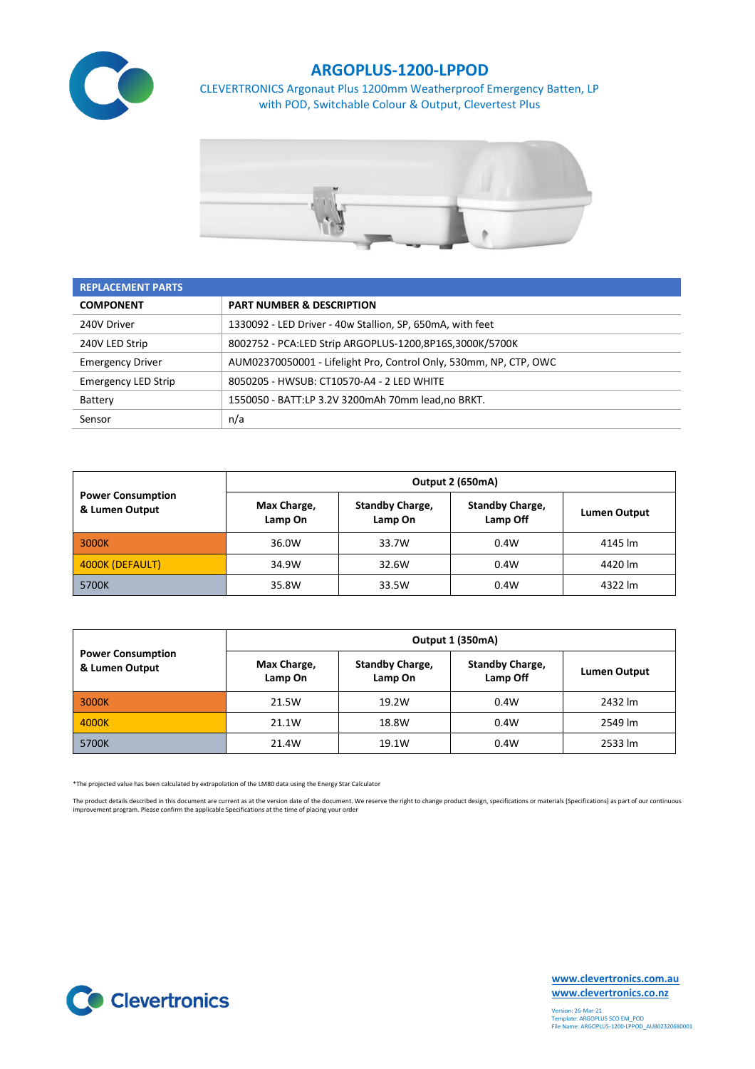# ARGOPLUS-1200-LPPOD

CLEVERTRONICS Argonaut Plus 1200mm Weatherproof Emergency Batten, LP with POD, Switchable Colour & Output, Clevertest Plus

| REPLACEMENT PARTS | |
|---|---|
| **COMPONENT** | **PART NUMBER & DESCRIPTION** |
| 240V Driver | 1330092 - LED Driver - 40w Stallion, SP, 650mA, with feet |
| 240V LED Strip | 8002752 - PCA:LED Strip ARGOPLUS-1200,8P16S,3000K/5700K |
| Emergency Driver | AUM02370050001 - Lifelight Pro, Control Only, 530mm, NP, CTP, OWC |
| Emergency LED Strip | 8050205 - HWSUB: CT10570-A4 - 2 LED WHITE |
| Battery | 1550050 - BATT:LP 3.2V 3200mAh 70mm lead,no BRKT. |
| Sensor | n/a |

| Power Consumption & Lumen Output | Output 2 (650mA) | | | |
|---|---|---|---|---|
| | Max Charge, Lamp On | Standby Charge, Lamp On | Standby Charge, Lamp Off | Lumen Output |
| 3000K | 36.0W | 33.7W | 0.4W | 4145 lm |
| 4000K (DEFAULT) | 34.9W | 32.6W | 0.4W | 4420 lm |
| 5700K | 35.8W | 33.5W | 0.4W | 4322 lm |

| Power Consumption & Lumen Output | Output 1 (350mA) | | | |
|---|---|---|---|---|
| | Max Charge, Lamp On | Standby Charge, Lamp On | Standby Charge, Lamp Off | Lumen Output |
| 3000K | 21.5W | 19.2W | 0.4W | 2432 lm |
| 4000K | 21.1W | 18.8W | 0.4W | 2549 lm |
| 5700K | 21.4W | 19.1W | 0.4W | 2533 lm |

*The projected value has been calculated by extrapolation of the LM80 data using the Energy Star Calculator

The product details described in this document are current as at the version date of the document. We reserve the right to change product design, specifications or materials (Specifications) as part of our continuous improvement program. Please confirm the applicable Specifications at the time of placing your order

Clevertronics

www.clevertronics.com.au
www.clevertronics.co.nz

Version: 26-Mar-21
Template: ARGOPLUS SCO EM_POD
File Name: ARGOPLUS-1200-LPPOD_AU802320680001